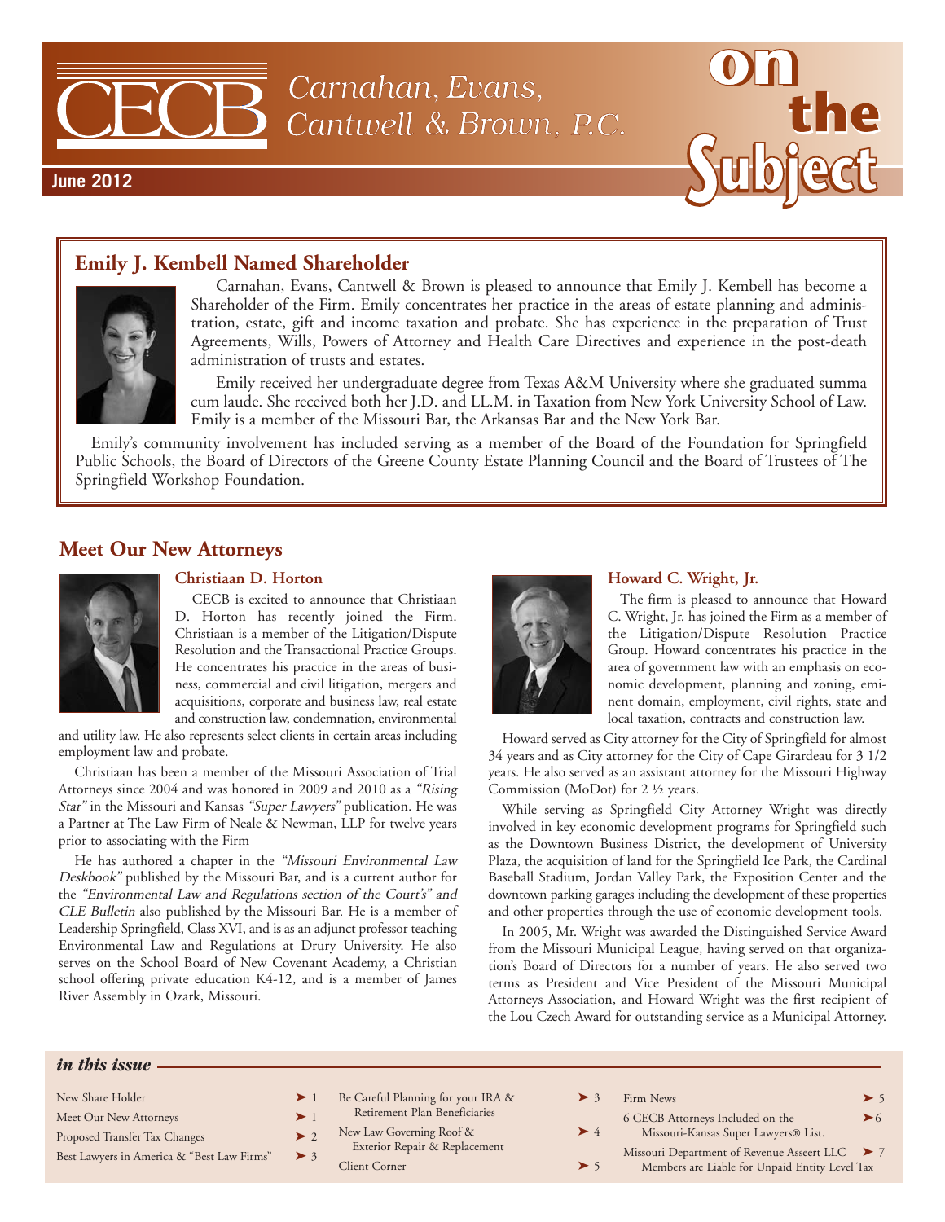# CECB Carnahan, Evans, Cantwell & Brown, P.C.

# on the Subject

June 2012

## Emily J. Kembell Named Shareholder

Carnahan, Evans, Cantwell & Brown is pleased to announce that Emily J. Kembell has become a Shareholder of the Firm. Emily concentrates her practice in the areas of estate planning and administration, estate, gift and income taxation and probate. She has experience in the preparation of Trust Agreements, Wills, Powers of Attorney and Health Care Directives and experience in the post-death administration of trusts and estates.

Emily received her undergraduate degree from Texas A&M University where she graduated summa cum laude. She received both her J.D. and LL.M. in Taxation from New York University School of Law. Emily is a member of the Missouri Bar, the Arkansas Bar and the New York Bar.

Emily's community involvement has included serving as a member of the Board of the Foundation for Springfield Public Schools, the Board of Directors of the Greene County Estate Planning Council and the Board of Trustees of The Springfield Workshop Foundation.

## Meet Our New Attorneys

### Christiaan D. Horton

CECB is excited to announce that Christiaan D. Horton has recently joined the Firm. Christiaan is a member of the Litigation/Dispute Resolution and the Transactional Practice Groups. He concentrates his practice in the areas of business, commercial and civil litigation, mergers and acquisitions, corporate and business law, real estate and construction law, condemnation, environmental and utility law. He also represents select clients in certain areas including employment law and probate.

Christiaan has been a member of the Missouri Association of Trial Attorneys since 2004 and was honored in 2009 and 2010 as a *"Rising Star"* in the Missouri and Kansas *"Super Lawyers"* publication. He was a Partner at The Law Firm of Neale & Newman, LLP for twelve years prior to associating with the Firm

He has authored a chapter in the *"Missouri Environmental Law Deskbook"* published by the Missouri Bar, and is a current author for the *"Environmental Law and Regulations section of the Court's" and CLE Bulletin* also published by the Missouri Bar. He is a member of Leadership Springfield, Class XVI, and is as an adjunct professor teaching Environmental Law and Regulations at Drury University. He also serves on the School Board of New Covenant Academy, a Christian school offering private education K4-12, and is a member of James River Assembly in Ozark, Missouri.

### Howard C. Wright, Jr.

The firm is pleased to announce that Howard C. Wright, Jr. has joined the Firm as a member of the Litigation/Dispute Resolution Practice Group. Howard concentrates his practice in the area of government law with an emphasis on economic development, planning and zoning, eminent domain, employment, civil rights, state and local taxation, contracts and construction law.

Howard served as City attorney for the City of Springfield for almost 34 years and as City attorney for the City of Cape Girardeau for 3 1/2 years. He also served as an assistant attorney for the Missouri Highway Commission (MoDot) for 2 ½ years.

While serving as Springfield City Attorney Wright was directly involved in key economic development programs for Springfield such as the Downtown Business District, the development of University Plaza, the acquisition of land for the Springfield Ice Park, the Cardinal Baseball Stadium, Jordan Valley Park, the Exposition Center and the downtown parking garages including the development of these properties and other properties through the use of economic development tools.

In 2005, Mr. Wright was awarded the Distinguished Service Award from the Missouri Municipal League, having served on that organization's Board of Directors for a number of years. He also served two terms as President and Vice President of the Missouri Municipal Attorneys Association, and Howard Wright was the first recipient of the Lou Czech Award for outstanding service as a Municipal Attorney.

### *in this issue*

- New Share Holder ➤ 1
- Meet Our New Attorneys ➤ 1
- Proposed Transfer Tax Changes ➤ 2
- Best Lawyers in America & "Best Law Firms" ➤ 3
- Be Careful Planning for your IRA & Retirement Plan Beneficiaries ➤ 3
- New Law Governing Roof & Exterior Repair & Replacement ➤ 4
- Client Corner ➤ 5
- Firm News ➤ 5
- 6 CECB Attorneys Included on the Missouri-Kansas Super Lawyers® List. ➤ 6
- Missouri Department of Revenue Asseert LLC Members are Liable for Unpaid Entity Level Tax ➤ 7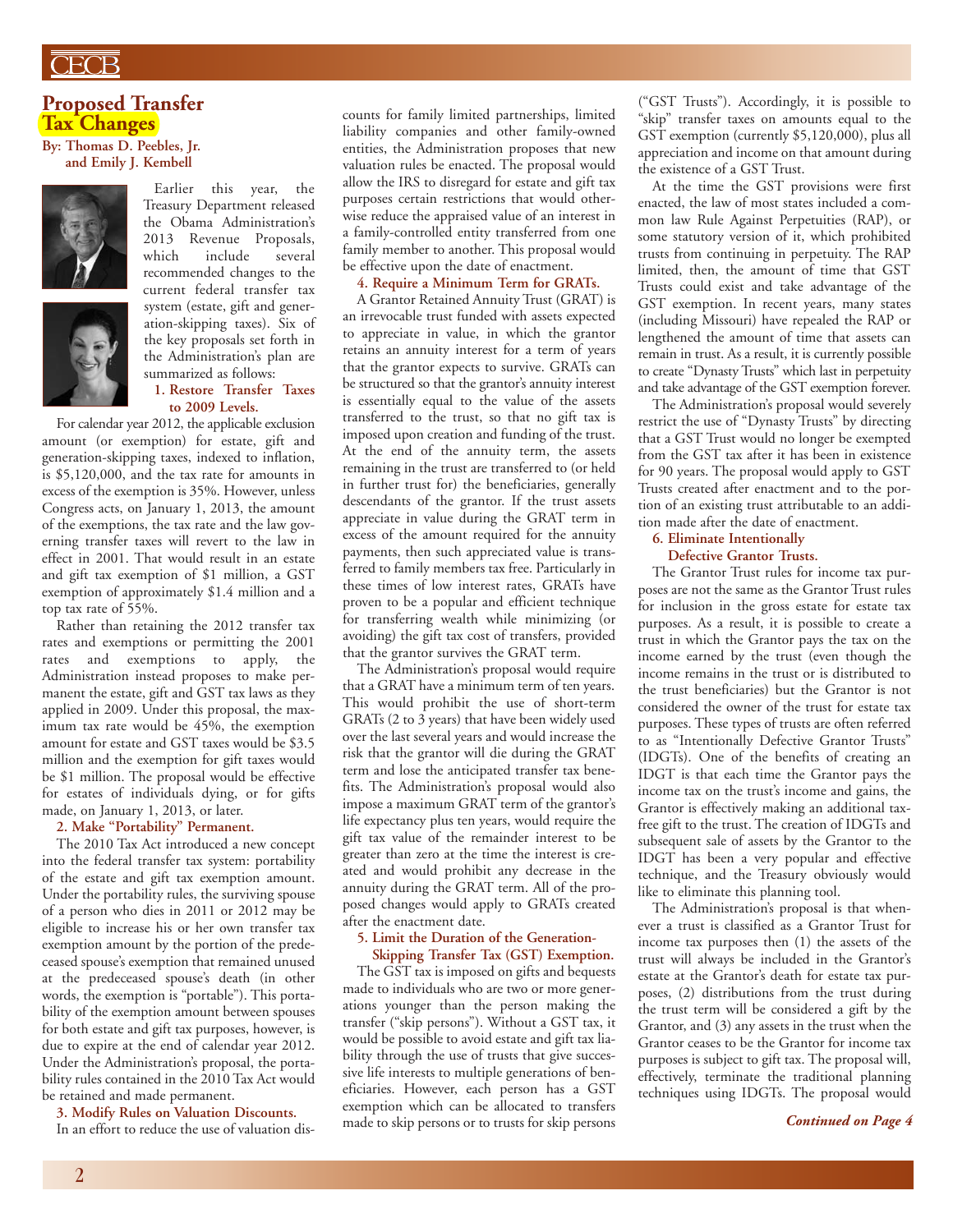# Proposed Transfer Tax Changes

**By: Thomas D. Peebles, Jr. and Emily J. Kembell**

Earlier this year, the Treasury Department released the Obama Administration's 2013 Revenue Proposals, which include several recommended changes to the current federal transfer tax system (estate, gift and generation-skipping taxes). Six of the key proposals set forth in the Administration's plan are summarized as follows:

### 1. Restore Transfer Taxes to 2009 Levels.

For calendar year 2012, the applicable exclusion amount (or exemption) for estate, gift and generation-skipping taxes, indexed to inflation, is $5,120,000, and the tax rate for amounts in excess of the exemption is 35%. However, unless Congress acts, on January 1, 2013, the amount of the exemptions, the tax rate and the law governing transfer taxes will revert to the law in effect in 2001. That would result in an estate and gift tax exemption of $1 million, a GST exemption of approximately $1.4 million and a top tax rate of 55%.

Rather than retaining the 2012 transfer tax rates and exemptions or permitting the 2001 rates and exemptions to apply, the Administration instead proposes to make permanent the estate, gift and GST tax laws as they applied in 2009. Under this proposal, the maximum tax rate would be 45%, the exemption amount for estate and GST taxes would be $3.5 million and the exemption for gift taxes would be $1 million. The proposal would be effective for estates of individuals dying, or for gifts made, on January 1, 2013, or later.

### 2. Make "Portability" Permanent.

The 2010 Tax Act introduced a new concept into the federal transfer tax system: portability of the estate and gift tax exemption amount. Under the portability rules, the surviving spouse of a person who dies in 2011 or 2012 may be eligible to increase his or her own transfer tax exemption amount by the portion of the predeceased spouse's exemption that remained unused at the predeceased spouse's death (in other words, the exemption is "portable"). This portability of the exemption amount between spouses for both estate and gift tax purposes, however, is due to expire at the end of calendar year 2012. Under the Administration's proposal, the portability rules contained in the 2010 Tax Act would be retained and made permanent.

### 3. Modify Rules on Valuation Discounts.

In an effort to reduce the use of valuation discounts for family limited partnerships, limited liability companies and other family-owned entities, the Administration proposes that new valuation rules be enacted. The proposal would allow the IRS to disregard for estate and gift tax purposes certain restrictions that would otherwise reduce the appraised value of an interest in a family-controlled entity transferred from one family member to another. This proposal would be effective upon the date of enactment.

### 4. Require a Minimum Term for GRATs.

A Grantor Retained Annuity Trust (GRAT) is an irrevocable trust funded with assets expected to appreciate in value, in which the grantor retains an annuity interest for a term of years that the grantor expects to survive. GRATs can be structured so that the grantor's annuity interest is essentially equal to the value of the assets transferred to the trust, so that no gift tax is imposed upon creation and funding of the trust. At the end of the annuity term, the assets remaining in the trust are transferred to (or held in further trust for) the beneficiaries, generally descendants of the grantor. If the trust assets appreciate in value during the GRAT term in excess of the amount required for the annuity payments, then such appreciated value is transferred to family members tax free. Particularly in these times of low interest rates, GRATs have proven to be a popular and efficient technique for transferring wealth while minimizing (or avoiding) the gift tax cost of transfers, provided that the grantor survives the GRAT term.

The Administration's proposal would require that a GRAT have a minimum term of ten years. This would prohibit the use of short-term GRATs (2 to 3 years) that have been widely used over the last several years and would increase the risk that the grantor will die during the GRAT term and lose the anticipated transfer tax benefits. The Administration's proposal would also impose a maximum GRAT term of the grantor's life expectancy plus ten years, would require the gift tax value of the remainder interest to be greater than zero at the time the interest is created and would prohibit any decrease in the annuity during the GRAT term. All of the proposed changes would apply to GRATs created after the enactment date.

### 5. Limit the Duration of the Generation-Skipping Transfer Tax (GST) Exemption.

The GST tax is imposed on gifts and bequests made to individuals who are two or more generations younger than the person making the transfer ("skip persons"). Without a GST tax, it would be possible to avoid estate and gift tax liability through the use of trusts that give successive life interests to multiple generations of beneficiaries. However, each person has a GST exemption which can be allocated to transfers made to skip persons or to trusts for skip persons ("GST Trusts"). Accordingly, it is possible to "skip" transfer taxes on amounts equal to the GST exemption (currently $5,120,000), plus all appreciation and income on that amount during the existence of a GST Trust.

At the time the GST provisions were first enacted, the law of most states included a common law Rule Against Perpetuities (RAP), or some statutory version of it, which prohibited trusts from continuing in perpetuity. The RAP limited, then, the amount of time that GST Trusts could exist and take advantage of the GST exemption. In recent years, many states (including Missouri) have repealed the RAP or lengthened the amount of time that assets can remain in trust. As a result, it is currently possible to create "Dynasty Trusts" which last in perpetuity and take advantage of the GST exemption forever.

The Administration's proposal would severely restrict the use of "Dynasty Trusts" by directing that a GST Trust would no longer be exempted from the GST tax after it has been in existence for 90 years. The proposal would apply to GST Trusts created after enactment and to the portion of an existing trust attributable to an addition made after the date of enactment.

### 6. Eliminate Intentionally Defective Grantor Trusts.

The Grantor Trust rules for income tax purposes are not the same as the Grantor Trust rules for inclusion in the gross estate for estate tax purposes. As a result, it is possible to create a trust in which the Grantor pays the tax on the income earned by the trust (even though the income remains in the trust or is distributed to the trust beneficiaries) but the Grantor is not considered the owner of the trust for estate tax purposes. These types of trusts are often referred to as "Intentionally Defective Grantor Trusts" (IDGTs). One of the benefits of creating an IDGT is that each time the Grantor pays the income tax on the trust's income and gains, the Grantor is effectively making an additional tax-free gift to the trust. The creation of IDGTs and subsequent sale of assets by the Grantor to the IDGT has been a very popular and effective technique, and the Treasury obviously would like to eliminate this planning tool.

The Administration's proposal is that whenever a trust is classified as a Grantor Trust for income tax purposes then (1) the assets of the trust will always be included in the Grantor's estate at the Grantor's death for estate tax purposes, (2) distributions from the trust during the trust term will be considered a gift by the Grantor, and (3) any assets in the trust when the Grantor ceases to be the Grantor for income tax purposes is subject to gift tax. The proposal will, effectively, terminate the traditional planning techniques using IDGTs. The proposal would

*Continued on Page 4*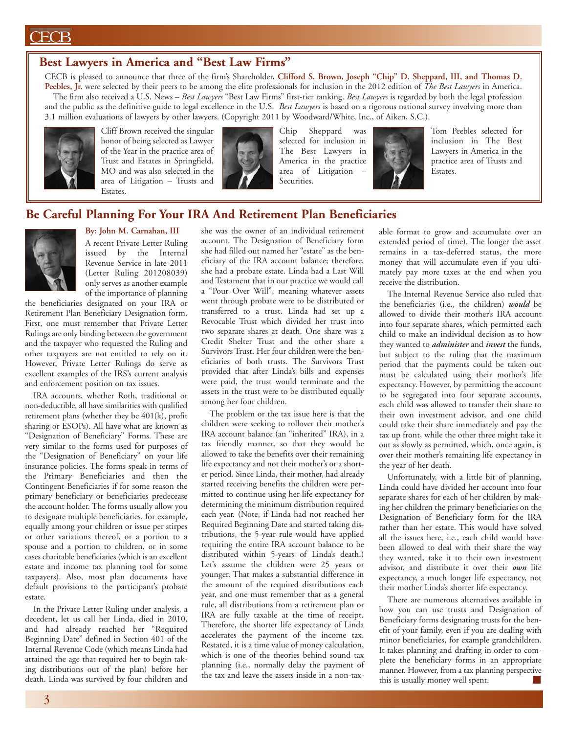## Best Lawyers in America and "Best Law Firms"

CECB is pleased to announce that three of the firm's Shareholder, **Clifford S. Brown, Joseph "Chip" D. Sheppard, III, and Thomas D. Peebles, Jr.** were selected by their peers to be among the elite professionals for inclusion in the 2012 edition of *The Best Lawyers* in America.

The firm also received a U.S. News – *Best Lawyers* "Best Law Firms" first-tier ranking. *Best Lawyers* is regarded by both the legal profession and the public as the definitive guide to legal excellence in the U.S. *Best Lawyers* is based on a rigorous national survey involving more than 3.1 million evaluations of lawyers by other lawyers. (Copyright 2011 by Woodward/White, Inc., of Aiken, S.C.).

Cliff Brown received the singular honor of being selected as Lawyer of the Year in the practice area of Trust and Estates in Springfield, MO and was also selected in the area of Litigation – Trusts and Estates.

Chip Sheppard was selected for inclusion in The Best Lawyers in America in the practice area of Litigation – Securities.

Tom Peebles selected for inclusion in The Best Lawyers in America in the practice area of Trusts and Estates.

## Be Careful Planning For Your IRA And Retirement Plan Beneficiaries

**By: John M. Carnahan, III**

A recent Private Letter Ruling issued by the Internal Revenue Service in late 2011 (Letter Ruling 201208039) only serves as another example of the importance of planning the beneficiaries designated on your IRA or Retirement Plan Beneficiary Designation form. First, one must remember that Private Letter Rulings are only binding between the government and the taxpayer who requested the Ruling and other taxpayers are not entitled to rely on it. However, Private Letter Rulings do serve as excellent examples of the IRS's current analysis and enforcement position on tax issues.

IRA accounts, whether Roth, traditional or non-deductible, all have similarities with qualified retirement plans (whether they be 401(k), profit sharing or ESOPs). All have what are known as "Designation of Beneficiary" Forms. These are very similar to the forms used for purposes of the "Designation of Beneficiary" on your life insurance policies. The forms speak in terms of the Primary Beneficiaries and then the Contingent Beneficiaries if for some reason the primary beneficiary or beneficiaries predecease the account holder. The forms usually allow you to designate multiple beneficiaries, for example, equally among your children or issue per stirpes or other variations thereof, or a portion to a spouse and a portion to children, or in some cases charitable beneficiaries (which is an excellent estate and income tax planning tool for some taxpayers). Also, most plan documents have default provisions to the participant's probate estate.

In the Private Letter Ruling under analysis, a decedent, let us call her Linda, died in 2010, and had already reached her "Required Beginning Date" defined in Section 401 of the Internal Revenue Code (which means Linda had attained the age that required her to begin taking distributions out of the plan) before her death. Linda was survived by four children and she was the owner of an individual retirement account. The Designation of Beneficiary form she had filled out named her "estate" as the beneficiary of the IRA account balance; therefore, she had a probate estate. Linda had a Last Will and Testament that in our practice we would call a "Pour Over Will", meaning whatever assets went through probate were to be distributed or transferred to a trust. Linda had set up a Revocable Trust which divided her trust into two separate shares at death. One share was a Credit Shelter Trust and the other share a Survivors Trust. Her four children were the beneficiaries of both trusts. The Survivors Trust provided that after Linda's bills and expenses were paid, the trust would terminate and the assets in the trust were to be distributed equally among her four children.

The problem or the tax issue here is that the children were seeking to rollover their mother's IRA account balance (an "inherited" IRA), in a tax friendly manner, so that they would be allowed to take the benefits over their remaining life expectancy and not their mother's or a shorter period. Since Linda, their mother, had already started receiving benefits the children were permitted to continue using her life expectancy for determining the minimum distribution required each year. (Note, if Linda had not reached her Required Beginning Date and started taking distributions, the 5-year rule would have applied requiring the entire IRA account balance to be distributed within 5-years of Linda's death.) Let's assume the children were 25 years or younger. That makes a substantial difference in the amount of the required distributions each year, and one must remember that as a general rule, all distributions from a retirement plan or IRA are fully taxable at the time of receipt. Therefore, the shorter life expectancy of Linda accelerates the payment of the income tax. Restated, it is a time value of money calculation, which is one of the theories behind sound tax planning (i.e., normally delay the payment of the tax and leave the assets inside in a non-taxable format to grow and accumulate over an extended period of time). The longer the asset remains in a tax-deferred status, the more money that will accumulate even if you ultimately pay more taxes at the end when you receive the distribution.

The Internal Revenue Service also ruled that the beneficiaries (i.e., the children) ***would*** be allowed to divide their mother's IRA account into four separate shares, which permitted each child to make an individual decision as to how they wanted to ***administer*** and ***invest*** the funds, but subject to the ruling that the maximum period that the payments could be taken out must be calculated using their mother's life expectancy. However, by permitting the account to be segregated into four separate accounts, each child was allowed to transfer their share to their own investment advisor, and one child could take their share immediately and pay the tax up front, while the other three might take it out as slowly as permitted, which, once again, is over their mother's remaining life expectancy in the year of her death.

Unfortunately, with a little bit of planning, Linda could have divided her account into four separate shares for each of her children by making her children the primary beneficiaries on the Designation of Beneficiary form for the IRA rather than her estate. This would have solved all the issues here, i.e., each child would have been allowed to deal with their share the way they wanted, take it to their own investment advisor, and distribute it over their ***own*** life expectancy, a much longer life expectancy, not their mother Linda's shorter life expectancy.

There are numerous alternatives available in how you can use trusts and Designation of Beneficiary forms designating trusts for the benefit of your family, even if you are dealing with minor beneficiaries, for example grandchildren. It takes planning and drafting in order to complete the beneficiary forms in an appropriate manner. However, from a tax planning perspective this is usually money well spent.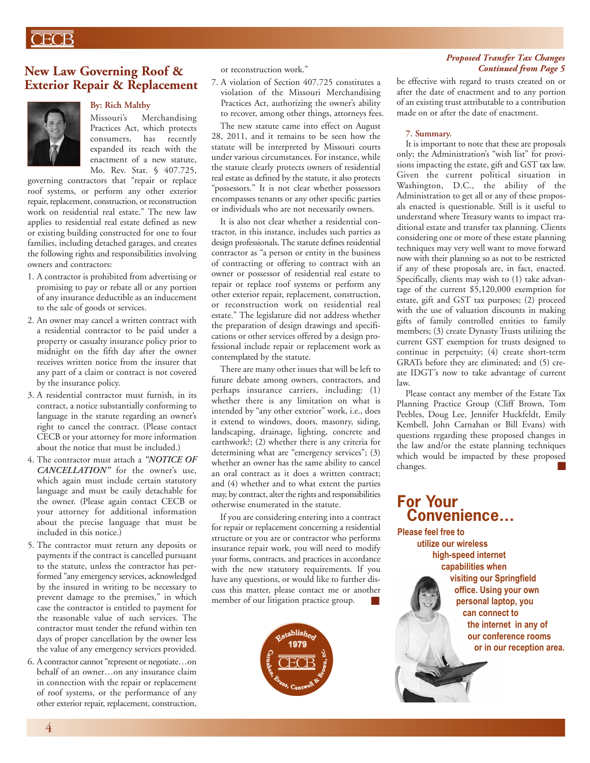## New Law Governing Roof & Exterior Repair & Replacement

**By: Rich Maltby**

Missouri's Merchandising Practices Act, which protects consumers, has recently expanded its reach with the enactment of a new statute, Mo. Rev. Stat. § 407.725, governing contractors that "repair or replace roof systems, or perform any other exterior repair, replacement, construction, or reconstruction work on residential real estate." The new law applies to residential real estate defined as new or existing building constructed for one to four families, including detached garages, and creates the following rights and responsibilities involving owners and contractors:

1. A contractor is prohibited from advertising or promising to pay or rebate all or any portion of any insurance deductible as an inducement to the sale of goods or services.
2. An owner may cancel a written contract with a residential contractor to be paid under a property or casualty insurance policy prior to midnight on the fifth day after the owner receives written notice from the insurer that any part of a claim or contract is not covered by the insurance policy.
3. A residential contractor must furnish, in its contract, a notice substantially conforming to language in the statute regarding an owner's right to cancel the contract. (Please contact CECB or your attorney for more information about the notice that must be included.)
4. The contractor must attach a ***"NOTICE OF CANCELLATION"*** for the owner's use, which again must include certain statutory language and must be easily detachable for the owner. (Please again contact CECB or your attorney for additional information about the precise language that must be included in this notice.)
5. The contractor must return any deposits or payments if the contract is cancelled pursuant to the statute, unless the contractor has performed "any emergency services, acknowledged by the insured in writing to be necessary to prevent damage to the premises," in which case the contractor is entitled to payment for the reasonable value of such services. The contractor must tender the refund within ten days of proper cancellation by the owner less the value of any emergency services provided.
6. A contractor cannot "represent or negotiate…on behalf of an owner…on any insurance claim in connection with the repair or replacement of roof systems, or the performance of any other exterior repair, replacement, construction, or reconstruction work."
7. A violation of Section 407.725 constitutes a violation of the Missouri Merchandising Practices Act, authorizing the owner's ability to recover, among other things, attorneys fees.

The new statute came into effect on August 28, 2011, and it remains to be seen how the statute will be interpreted by Missouri courts under various circumstances. For instance, while the statute clearly protects owners of residential real estate as defined by the statute, it also protects "possessors." It is not clear whether possessors encompasses tenants or any other specific parties or individuals who are not necessarily owners.

It is also not clear whether a residential contractor, in this instance, includes such parties as design professionals. The statute defines residential contractor as "a person or entity in the business of contracting or offering to contract with an owner or possessor of residential real estate to repair or replace roof systems or perform any other exterior repair, replacement, construction, or reconstruction work on residential real estate." The legislature did not address whether the preparation of design drawings and specifications or other services offered by a design professional include repair or replacement work as contemplated by the statute.

There are many other issues that will be left to future debate among owners, contractors, and perhaps insurance carriers, including: (1) whether there is any limitation on what is intended by "any other exterior" work, i.e., does it extend to windows, doors, masonry, siding, landscaping, drainage, lighting, concrete and earthwork?; (2) whether there is any criteria for determining what are "emergency services"; (3) whether an owner has the same ability to cancel an oral contract as it does a written contract; and (4) whether and to what extent the parties may, by contract, alter the rights and responsibilities otherwise enumerated in the statute.

If you are considering entering into a contract for repair or replacement concerning a residential structure or you are or contractor who performs insurance repair work, you will need to modify your forms, contracts, and practices in accordance with the new statutory requirements. If you have any questions, or would like to further discuss this matter, please contact me or another member of our litigation practice group.

*Established 1979 — Carnahan, Evans, Cantwell & Brown, P.C. — CECB*

***Proposed Transfer Tax Changes Continued from Page 5***

be effective with regard to trusts created on or after the date of enactment and to any portion of an existing trust attributable to a contribution made on or after the date of enactment.

**7. Summary.**

It is important to note that these are proposals only; the Administration's "wish list" for provisions impacting the estate, gift and GST tax law. Given the current political situation in Washington, D.C., the ability of the Administration to get all or any of these proposals enacted is questionable. Still is it useful to understand where Treasury wants to impact traditional estate and transfer tax planning. Clients considering one or more of these estate planning techniques may very well want to move forward now with their planning so as not to be restricted if any of these proposals are, in fact, enacted. Specifically, clients may wish to (1) take advantage of the current $5,120,000 exemption for estate, gift and GST tax purposes; (2) proceed with the use of valuation discounts in making gifts of family controlled entities to family members; (3) create Dynasty Trusts utilizing the current GST exemption for trusts designed to continue in perpetuity; (4) create short-term GRATs before they are eliminated; and (5) create IDGT's now to take advantage of current law.

Please contact any member of the Estate Tax Planning Practice Group (Cliff Brown, Tom Peebles, Doug Lee, Jennifer Huckfeldt, Emily Kembell, John Carnahan or Bill Evans) with questions regarding these proposed changes in the law and/or the estate planning techniques which would be impacted by these proposed changes.

## For Your Convenience…

**Please feel free to utilize our wireless high-speed internet capabilities when visiting our Springfield office. Using your own personal laptop, you can connect to the internet in any of our conference rooms or in our reception area.**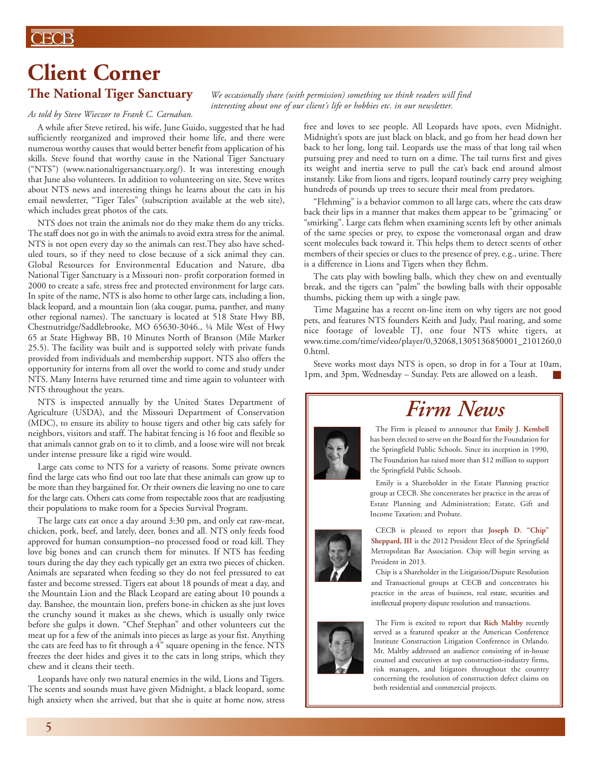# Client Corner

## The National Tiger Sanctuary

*We occasionally share (with permission) something we think readers will find interesting about one of our client's life or hobbies etc. in our newsletter.*

*As told by Steve Wieczor to Frank C. Carnahan.*

A while after Steve retired, his wife, June Guido, suggested that he had sufficiently reorganized and improved their home life, and there were numerous worthy causes that would better benefit from application of his skills. Steve found that worthy cause in the National Tiger Sanctuary ("NTS") (www.nationaltigersanctuary.org/). It was interesting enough that June also volunteers. In addition to volunteering on site, Steve writes about NTS news and interesting things he learns about the cats in his email newsletter, "Tiger Tales" (subscription available at the web site), which includes great photos of the cats.

NTS does not train the animals nor do they make them do any tricks. The staff does not go in with the animals to avoid extra stress for the animal. NTS is not open every day so the animals can rest.They also have scheduled tours, so if they need to close because of a sick animal they can. Global Resources for Environmental Education and Nature, dba National Tiger Sanctuary is a Missouri non- profit corporation formed in 2000 to create a safe, stress free and protected environment for large cats. In spite of the name, NTS is also home to other large cats, including a lion, black leopard, and a mountain lion (aka cougar, puma, panther, and many other regional names). The sanctuary is located at 518 State Hwy BB, Chestnutridge/Saddlebrooke, MO 65630-3046., ¼ Mile West of Hwy 65 at State Highway BB, 10 Minutes North of Branson (Mile Marker 25.5). The facility was built and is supported solely with private funds provided from individuals and membership support. NTS also offers the opportunity for interns from all over the world to come and study under NTS. Many Interns have returned time and time again to volunteer with NTS throughout the years.

NTS is inspected annually by the United States Department of Agriculture (USDA), and the Missouri Department of Conservation (MDC), to ensure its ability to house tigers and other big cats safely for neighbors, visitors and staff. The habitat fencing is 16 foot and flexible so that animals cannot grab on to it to climb, and a loose wire will not break under intense pressure like a rigid wire would.

Large cats come to NTS for a variety of reasons. Some private owners find the large cats who find out too late that these animals can grow up to be more than they bargained for. Or their owners die leaving no one to care for the large cats. Others cats come from respectable zoos that are readjusting their populations to make room for a Species Survival Program.

The large cats eat once a day around 3:30 pm, and only eat raw-meat, chicken, pork, beef, and lately, deer, bones and all. NTS only feeds food approved for human consumption–no processed food or road kill. They love big bones and can crunch them for minutes. If NTS has feeding tours during the day they each typically get an extra two pieces of chicken. Animals are separated when feeding so they do not feel pressured to eat faster and become stressed. Tigers eat about 18 pounds of meat a day, and the Mountain Lion and the Black Leopard are eating about 10 pounds a day. Banshee, the mountain lion, prefers bone-in chicken as she just loves the crunchy sound it makes as she chews, which is usually only twice before she gulps it down. "Chef Stephan" and other volunteers cut the meat up for a few of the animals into pieces as large as your fist. Anything the cats are feed has to fit through a 4" square opening in the fence. NTS freezes the deer hides and gives it to the cats in long strips, which they chew and it cleans their teeth.

Leopards have only two natural enemies in the wild, Lions and Tigers. The scents and sounds must have given Midnight, a black leopard, some high anxiety when she arrived, but that she is quite at home now, stress free and loves to see people. All Leopards have spots, even Midnight. Midnight's spots are just black on black, and go from her head down her back to her long, long tail. Leopards use the mass of that long tail when pursuing prey and need to turn on a dime. The tail turns first and gives its weight and inertia serve to pull the cat's back end around almost instantly. Like from lions and tigers, leopard routinely carry prey weighing hundreds of pounds up trees to secure their meal from predators.

"Flehming" is a behavior common to all large cats, where the cats draw back their lips in a manner that makes them appear to be "grimacing" or "smirking". Large cats flehm when examining scents left by other animals of the same species or prey, to expose the vomeronasal organ and draw scent molecules back toward it. This helps them to detect scents of other members of their species or clues to the presence of prey, e.g., urine. There is a difference in Lions and Tigers when they flehm.

The cats play with bowling balls, which they chew on and eventually break, and the tigers can "palm" the bowling balls with their opposable thumbs, picking them up with a single paw.

Time Magazine has a recent on-line item on why tigers are not good pets, and features NTS founders Keith and Judy, Paul roaring, and some nice footage of loveable TJ, one four NTS white tigers, at www.time.com/time/video/player/0,32068,1305136850001_2101260,00.html.

Steve works most days NTS is open, so drop in for a Tour at 10am, 1pm, and 3pm, Wednesday – Sunday. Pets are allowed on a leash.

# *Firm News*

The Firm is pleased to announce that **Emily J. Kembell** has been elected to serve on the Board for the Foundation for the Springfield Public Schools. Since its inception in 1990, The Foundation has raised more than $12 million to support the Springfield Public Schools.

Emily is a Shareholder in the Estate Planning practice group at CECB. She concentrates her practice in the areas of Estate Planning and Administration; Estate, Gift and Income Taxation; and Probate.

CECB is pleased to report that **Joseph D. "Chip" Sheppard, III** is the 2012 President Elect of the Springfield Metropolitan Bar Association. Chip will begin serving as President in 2013.

Chip is a Shareholder in the Litigation/Dispute Resolution and Transactional groups at CECB and concentrates his practice in the areas of business, real estate, securities and intellectual property dispute resolution and transactions.

The Firm is excited to report that **Rich Maltby** recently served as a featured speaker at the American Conference Institute Construction Litigation Conference in Orlando. Mr. Maltby addressed an audience consisting of in-house counsel and executives at top construction-industry firms, risk managers, and litigators throughout the country concerning the resolution of construction defect claims on both residential and commercial projects.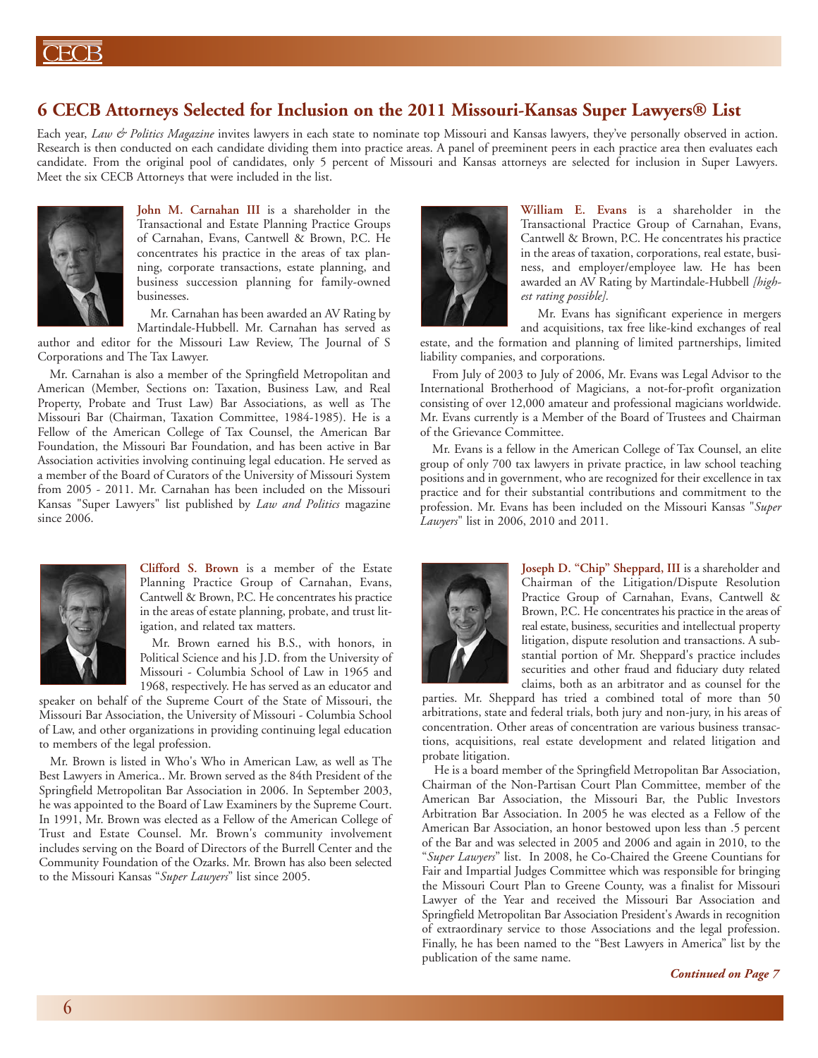## 6 CECB Attorneys Selected for Inclusion on the 2011 Missouri-Kansas Super Lawyers® List

Each year, *Law & Politics Magazine* invites lawyers in each state to nominate top Missouri and Kansas lawyers, they've personally observed in action. Research is then conducted on each candidate dividing them into practice areas. A panel of preeminent peers in each practice area then evaluates each candidate. From the original pool of candidates, only 5 percent of Missouri and Kansas attorneys are selected for inclusion in Super Lawyers. Meet the six CECB Attorneys that were included in the list.

**John M. Carnahan III** is a shareholder in the Transactional and Estate Planning Practice Groups of Carnahan, Evans, Cantwell & Brown, P.C. He concentrates his practice in the areas of tax planning, corporate transactions, estate planning, and business succession planning for family-owned businesses.

Mr. Carnahan has been awarded an AV Rating by Martindale-Hubbell. Mr. Carnahan has served as author and editor for the Missouri Law Review, The Journal of S Corporations and The Tax Lawyer.

Mr. Carnahan is also a member of the Springfield Metropolitan and American (Member, Sections on: Taxation, Business Law, and Real Property, Probate and Trust Law) Bar Associations, as well as The Missouri Bar (Chairman, Taxation Committee, 1984-1985). He is a Fellow of the American College of Tax Counsel, the American Bar Foundation, the Missouri Bar Foundation, and has been active in Bar Association activities involving continuing legal education. He served as a member of the Board of Curators of the University of Missouri System from 2005 - 2011. Mr. Carnahan has been included on the Missouri Kansas "Super Lawyers" list published by *Law and Politics* magazine since 2006.

**William E. Evans** is a shareholder in the Transactional Practice Group of Carnahan, Evans, Cantwell & Brown, P.C. He concentrates his practice in the areas of taxation, corporations, real estate, business, and employer/employee law. He has been awarded an AV Rating by Martindale-Hubbell *[highest rating possible].*

Mr. Evans has significant experience in mergers and acquisitions, tax free like-kind exchanges of real estate, and the formation and planning of limited partnerships, limited liability companies, and corporations.

From July of 2003 to July of 2006, Mr. Evans was Legal Advisor to the International Brotherhood of Magicians, a not-for-profit organization consisting of over 12,000 amateur and professional magicians worldwide. Mr. Evans currently is a Member of the Board of Trustees and Chairman of the Grievance Committee.

Mr. Evans is a fellow in the American College of Tax Counsel, an elite group of only 700 tax lawyers in private practice, in law school teaching positions and in government, who are recognized for their excellence in tax practice and for their substantial contributions and commitment to the profession. Mr. Evans has been included on the Missouri Kansas "*Super Lawyers*" list in 2006, 2010 and 2011.

**Clifford S. Brown** is a member of the Estate Planning Practice Group of Carnahan, Evans, Cantwell & Brown, P.C. He concentrates his practice in the areas of estate planning, probate, and trust litigation, and related tax matters.

Mr. Brown earned his B.S., with honors, in Political Science and his J.D. from the University of Missouri - Columbia School of Law in 1965 and 1968, respectively. He has served as an educator and speaker on behalf of the Supreme Court of the State of Missouri, the Missouri Bar Association, the University of Missouri - Columbia School of Law, and other organizations in providing continuing legal education to members of the legal profession.

Mr. Brown is listed in Who's Who in American Law, as well as The Best Lawyers in America.. Mr. Brown served as the 84th President of the Springfield Metropolitan Bar Association in 2006. In September 2003, he was appointed to the Board of Law Examiners by the Supreme Court. In 1991, Mr. Brown was elected as a Fellow of the American College of Trust and Estate Counsel. Mr. Brown's community involvement includes serving on the Board of Directors of the Burrell Center and the Community Foundation of the Ozarks. Mr. Brown has also been selected to the Missouri Kansas "*Super Lawyers*" list since 2005.

**Joseph D. "Chip" Sheppard, III** is a shareholder and Chairman of the Litigation/Dispute Resolution Practice Group of Carnahan, Evans, Cantwell & Brown, P.C. He concentrates his practice in the areas of real estate, business, securities and intellectual property litigation, dispute resolution and transactions. A substantial portion of Mr. Sheppard's practice includes securities and other fraud and fiduciary duty related claims, both as an arbitrator and as counsel for the parties. Mr. Sheppard has tried a combined total of more than 50 arbitrations, state and federal trials, both jury and non-jury, in his areas of concentration. Other areas of concentration are various business transactions, acquisitions, real estate development and related litigation and probate litigation.

He is a board member of the Springfield Metropolitan Bar Association, Chairman of the Non-Partisan Court Plan Committee, member of the American Bar Association, the Missouri Bar, the Public Investors Arbitration Bar Association. In 2005 he was elected as a Fellow of the American Bar Association, an honor bestowed upon less than .5 percent of the Bar and was selected in 2005 and 2006 and again in 2010, to the "*Super Lawyers*" list. In 2008, he Co-Chaired the Greene Countians for Fair and Impartial Judges Committee which was responsible for bringing the Missouri Court Plan to Greene County, was a finalist for Missouri Lawyer of the Year and received the Missouri Bar Association and Springfield Metropolitan Bar Association President's Awards in recognition of extraordinary service to those Associations and the legal profession. Finally, he has been named to the "Best Lawyers in America" list by the publication of the same name.

***Continued on Page 7***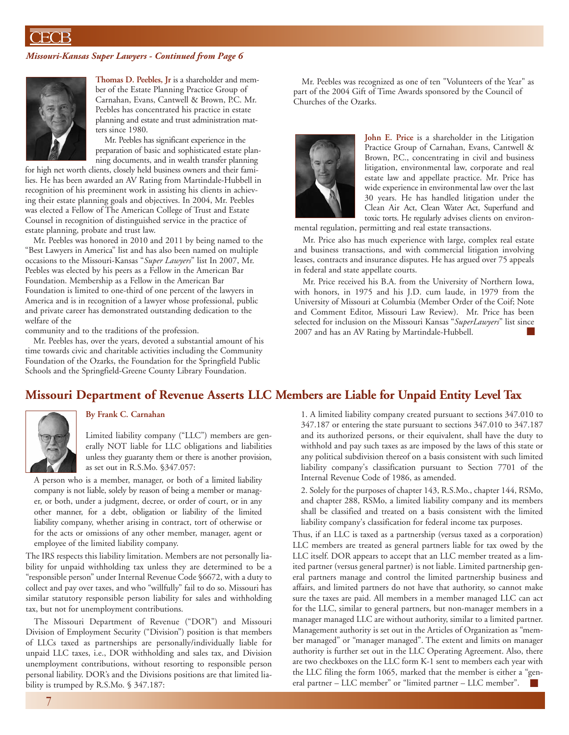*Missouri-Kansas Super Lawyers - Continued from Page 6*

**Thomas D. Peebles, Jr** is a shareholder and member of the Estate Planning Practice Group of Carnahan, Evans, Cantwell & Brown, P.C. Mr. Peebles has concentrated his practice in estate planning and estate and trust administration matters since 1980.

Mr. Peebles has significant experience in the preparation of basic and sophisticated estate planning documents, and in wealth transfer planning for high net worth clients, closely held business owners and their families. He has been awarded an AV Rating from Martindale-Hubbell in recognition of his preeminent work in assisting his clients in achieving their estate planning goals and objectives. In 2004, Mr. Peebles was elected a Fellow of The American College of Trust and Estate Counsel in recognition of distinguished service in the practice of estate planning, probate and trust law.

Mr. Peebles was honored in 2010 and 2011 by being named to the "Best Lawyers in America" list and has also been named on multiple occasions to the Missouri-Kansas "*Super Lawyers*" list In 2007, Mr. Peebles was elected by his peers as a Fellow in the American Bar Foundation. Membership as a Fellow in the American Bar Foundation is limited to one-third of one percent of the lawyers in America and is in recognition of a lawyer whose professional, public and private career has demonstrated outstanding dedication to the welfare of the community and to the traditions of the profession.

Mr. Peebles has, over the years, devoted a substantial amount of his time towards civic and charitable activities including the Community Foundation of the Ozarks, the Foundation for the Springfield Public Schools and the Springfield-Greene County Library Foundation.

Mr. Peebles was recognized as one of ten "Volunteers of the Year" as part of the 2004 Gift of Time Awards sponsored by the Council of Churches of the Ozarks.

**John E. Price** is a shareholder in the Litigation Practice Group of Carnahan, Evans, Cantwell & Brown, P.C., concentrating in civil and business litigation, environmental law, corporate and real estate law and appellate practice. Mr. Price has wide experience in environmental law over the last 30 years. He has handled litigation under the Clean Air Act, Clean Water Act, Superfund and toxic torts. He regularly advises clients on environmental regulation, permitting and real estate transactions.

Mr. Price also has much experience with large, complex real estate and business transactions, and with commercial litigation involving leases, contracts and insurance disputes. He has argued over 75 appeals in federal and state appellate courts.

Mr. Price received his B.A. from the University of Northern Iowa, with honors, in 1975 and his J.D. cum laude, in 1979 from the University of Missouri at Columbia (Member Order of the Coif; Note and Comment Editor, Missouri Law Review). Mr. Price has been selected for inclusion on the Missouri Kansas "*SuperLawyers*" list since 2007 and has an AV Rating by Martindale-Hubbell.

## Missouri Department of Revenue Asserts LLC Members are Liable for Unpaid Entity Level Tax

**By Frank C. Carnahan**

Limited liability company ("LLC") members are generally NOT liable for LLC obligations and liabilities unless they guaranty them or there is another provision, as set out in R.S.Mo. §347.057:

> A person who is a member, manager, or both of a limited liability company is not liable, solely by reason of being a member or manager, or both, under a judgment, decree, or order of court, or in any other manner, for a debt, obligation or liability of the limited liability company, whether arising in contract, tort of otherwise or for the acts or omissions of any other member, manager, agent or employee of the limited liability company.

The IRS respects this liability limitation. Members are not personally liability for unpaid withholding tax unless they are determined to be a "responsible person" under Internal Revenue Code §6672, with a duty to collect and pay over taxes, and who "willfully" fail to do so. Missouri has similar statutory responsible person liability for sales and withholding tax, but not for unemployment contributions.

The Missouri Department of Revenue ("DOR") and Missouri Division of Employment Security ("Division") position is that members of LLCs taxed as partnerships are personally/individually liable for unpaid LLC taxes, i.e., DOR withholding and sales tax, and Division unemployment contributions, without resorting to responsible person personal liability. DOR's and the Divisions positions are that limited liability is trumped by R.S.Mo. § 347.187:

> 1. A limited liability company created pursuant to sections 347.010 to 347.187 or entering the state pursuant to sections 347.010 to 347.187 and its authorized persons, or their equivalent, shall have the duty to withhold and pay such taxes as are imposed by the laws of this state or any political subdivision thereof on a basis consistent with such limited liability company's classification pursuant to Section 7701 of the Internal Revenue Code of 1986, as amended.
>
> 2. Solely for the purposes of chapter 143, R.S.Mo., chapter 144, RSMo, and chapter 288, RSMo, a limited liability company and its members shall be classified and treated on a basis consistent with the limited liability company's classification for federal income tax purposes.

Thus, if an LLC is taxed as a partnership (versus taxed as a corporation) LLC members are treated as general partners liable for tax owed by the LLC itself. DOR appears to accept that an LLC member treated as a limited partner (versus general partner) is not liable. Limited partnership general partners manage and control the limited partnership business and affairs, and limited partners do not have that authority, so cannot make sure the taxes are paid. All members in a member managed LLC can act for the LLC, similar to general partners, but non-manager members in a manager managed LLC are without authority, similar to a limited partner. Management authority is set out in the Articles of Organization as "member managed" or "manager managed". The extent and limits on manager authority is further set out in the LLC Operating Agreement. Also, there are two checkboxes on the LLC form K-1 sent to members each year with the LLC filing the form 1065, marked that the member is either a "general partner – LLC member" or "limited partner – LLC member".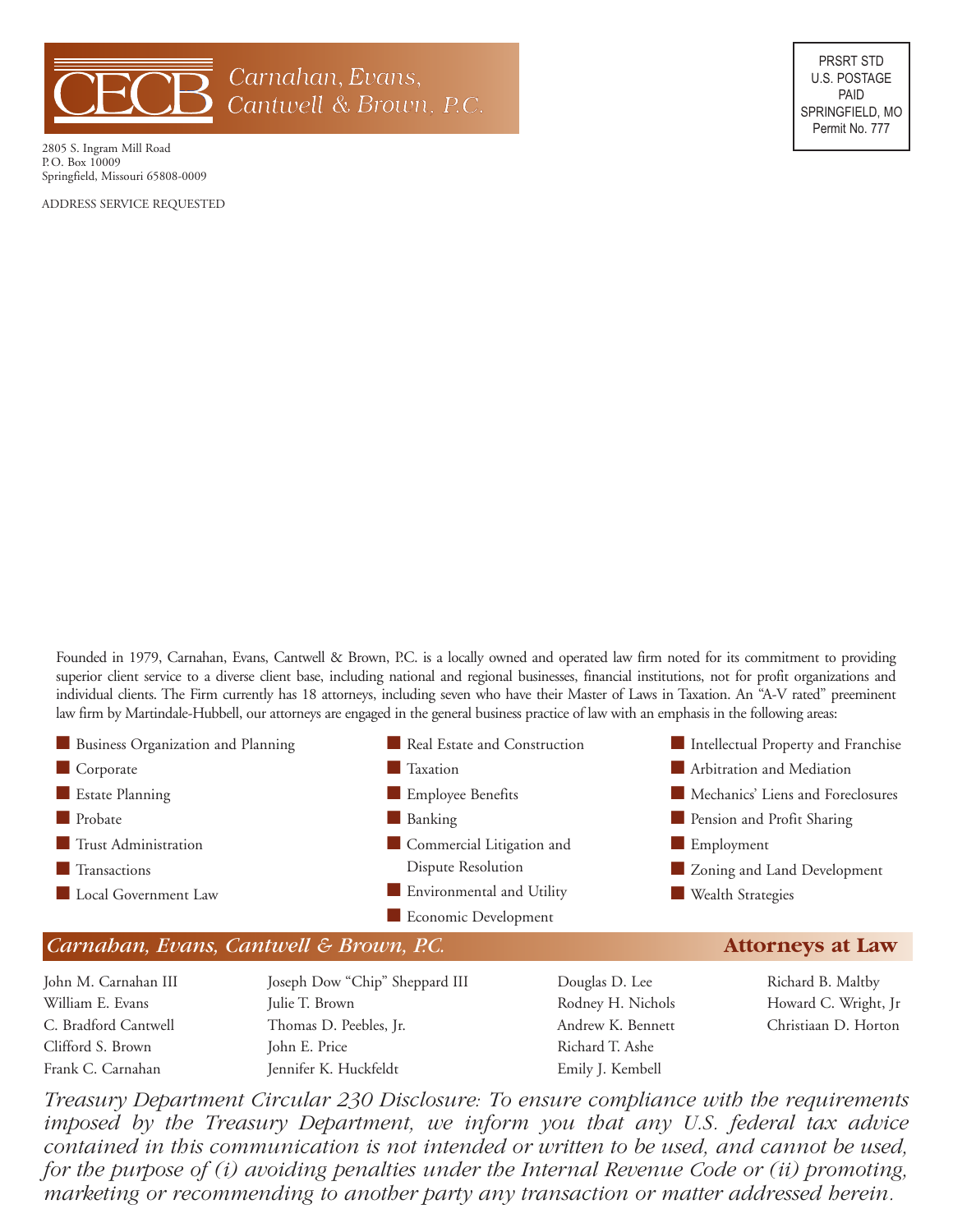CECB Carnahan, Evans, Cantwell & Brown, P.C.

2805 S. Ingram Mill Road
P.O. Box 10009
Springfield, Missouri 65808-0009

ADDRESS SERVICE REQUESTED

PRSRT STD
U.S. POSTAGE
PAID
SPRINGFIELD, MO
Permit No. 777

Founded in 1979, Carnahan, Evans, Cantwell & Brown, P.C. is a locally owned and operated law firm noted for its commitment to providing superior client service to a diverse client base, including national and regional businesses, financial institutions, not for profit organizations and individual clients. The Firm currently has 18 attorneys, including seven who have their Master of Laws in Taxation. An "A-V rated" preeminent law firm by Martindale-Hubbell, our attorneys are engaged in the general business practice of law with an emphasis in the following areas:

- Business Organization and Planning
- Corporate
- Estate Planning
- Probate
- Trust Administration
- Transactions
- Local Government Law
- Real Estate and Construction
- Taxation
- Employee Benefits
- Banking
- Commercial Litigation and Dispute Resolution
- Environmental and Utility
- Economic Development
- Intellectual Property and Franchise
- Arbitration and Mediation
- Mechanics' Liens and Foreclosures
- Pension and Profit Sharing
- Employment
- Zoning and Land Development
- Wealth Strategies

## *Carnahan, Evans, Cantwell & Brown, P.C.* — Attorneys at Law

John M. Carnahan III
William E. Evans
C. Bradford Cantwell
Clifford S. Brown
Frank C. Carnahan
Joseph Dow "Chip" Sheppard III
Julie T. Brown
Thomas D. Peebles, Jr.
John E. Price
Jennifer K. Huckfeldt
Douglas D. Lee
Rodney H. Nichols
Andrew K. Bennett
Richard T. Ashe
Emily J. Kembell
Richard B. Maltby
Howard C. Wright, Jr
Christiaan D. Horton

*Treasury Department Circular 230 Disclosure: To ensure compliance with the requirements imposed by the Treasury Department, we inform you that any U.S. federal tax advice contained in this communication is not intended or written to be used, and cannot be used, for the purpose of (i) avoiding penalties under the Internal Revenue Code or (ii) promoting, marketing or recommending to another party any transaction or matter addressed herein.*